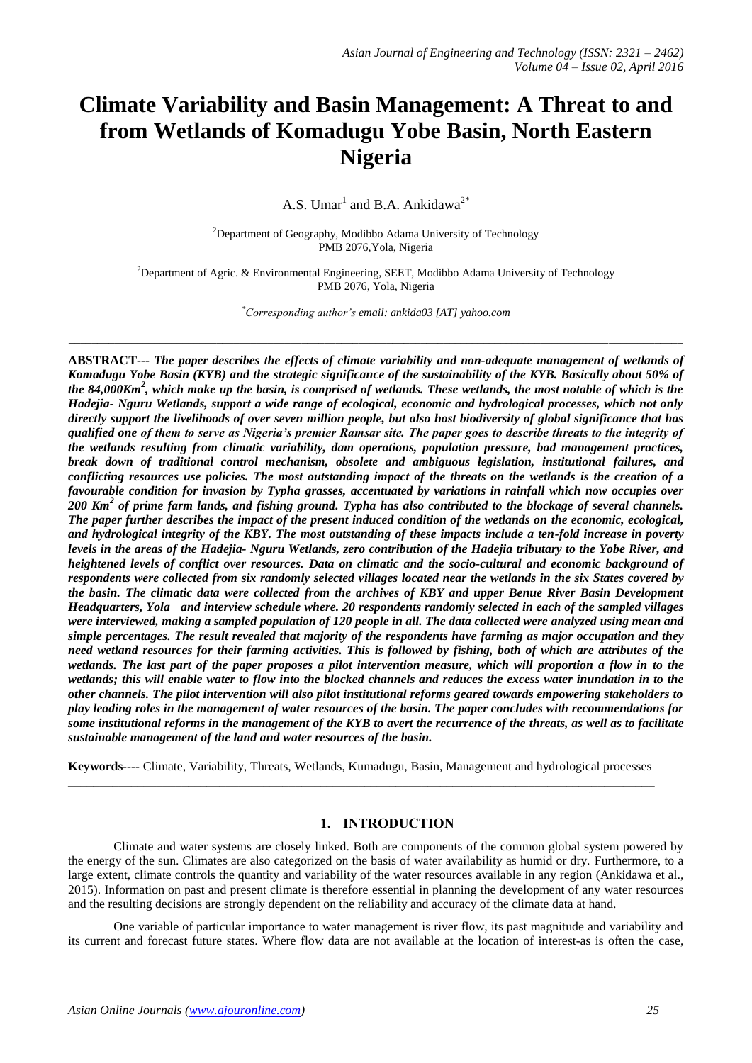# Climate Variability and Basin Management: A Threat to and from Wetlands of Komadugu Yobe Basin, North Eastern Nigeria

A.S. Umar[1] and B.A. Ankidawa[2*]

[2]Department of Geography, Modibbo Adama University of Technology
PMB 2076,Yola, Nigeria

[2]Department of Agric. & Environmental Engineering, SEET, Modibbo Adama University of Technology
PMB 2076, Yola, Nigeria

[*]*Corresponding author's email: ankida03 [AT] yahoo.com*

---

**ABSTRACT---** ***The paper describes the effects of climate variability and non-adequate management of wetlands of Komadugu Yobe Basin (KYB) and the strategic significance of the sustainability of the KYB. Basically about 50% of the 84,000Km$^2$, which make up the basin, is comprised of wetlands. These wetlands, the most notable of which is the Hadejia- Nguru Wetlands, support a wide range of ecological, economic and hydrological processes, which not only directly support the livelihoods of over seven million people, but also host biodiversity of global significance that has qualified one of them to serve as Nigeria's premier Ramsar site. The paper goes to describe threats to the integrity of the wetlands resulting from climatic variability, dam operations, population pressure, bad management practices, break down of traditional control mechanism, obsolete and ambiguous legislation, institutional failures, and conflicting resources use policies. The most outstanding impact of the threats on the wetlands is the creation of a favourable condition for invasion by Typha grasses, accentuated by variations in rainfall which now occupies over 200 Km$^2$ of prime farm lands, and fishing ground. Typha has also contributed to the blockage of several channels. The paper further describes the impact of the present induced condition of the wetlands on the economic, ecological, and hydrological integrity of the KBY. The most outstanding of these impacts include a ten-fold increase in poverty levels in the areas of the Hadejia- Nguru Wetlands, zero contribution of the Hadejia tributary to the Yobe River, and heightened levels of conflict over resources. Data on climatic and the socio-cultural and economic background of respondents were collected from six randomly selected villages located near the wetlands in the six States covered by the basin. The climatic data were collected from the archives of KBY and upper Benue River Basin Development Headquarters, Yola and interview schedule where. 20 respondents randomly selected in each of the sampled villages were interviewed, making a sampled population of 120 people in all. The data collected were analyzed using mean and simple percentages. The result revealed that majority of the respondents have farming as major occupation and they need wetland resources for their farming activities. This is followed by fishing, both of which are attributes of the wetlands. The last part of the paper proposes a pilot intervention measure, which will proportion a flow in to the wetlands; this will enable water to flow into the blocked channels and reduces the excess water inundation in to the other channels. The pilot intervention will also pilot institutional reforms geared towards empowering stakeholders to play leading roles in the management of water resources of the basin. The paper concludes with recommendations for some institutional reforms in the management of the KYB to avert the recurrence of the threats, as well as to facilitate sustainable management of the land and water resources of the basin.***

**Keywords----** Climate, Variability, Threats, Wetlands, Kumadugu, Basin, Management and hydrological processes

---

## 1. INTRODUCTION

Climate and water systems are closely linked. Both are components of the common global system powered by the energy of the sun. Climates are also categorized on the basis of water availability as humid or dry. Furthermore, to a large extent, climate controls the quantity and variability of the water resources available in any region (Ankidawa et al., 2015). Information on past and present climate is therefore essential in planning the development of any water resources and the resulting decisions are strongly dependent on the reliability and accuracy of the climate data at hand.

One variable of particular importance to water management is river flow, its past magnitude and variability and its current and forecast future states. Where flow data are not available at the location of interest-as is often the case,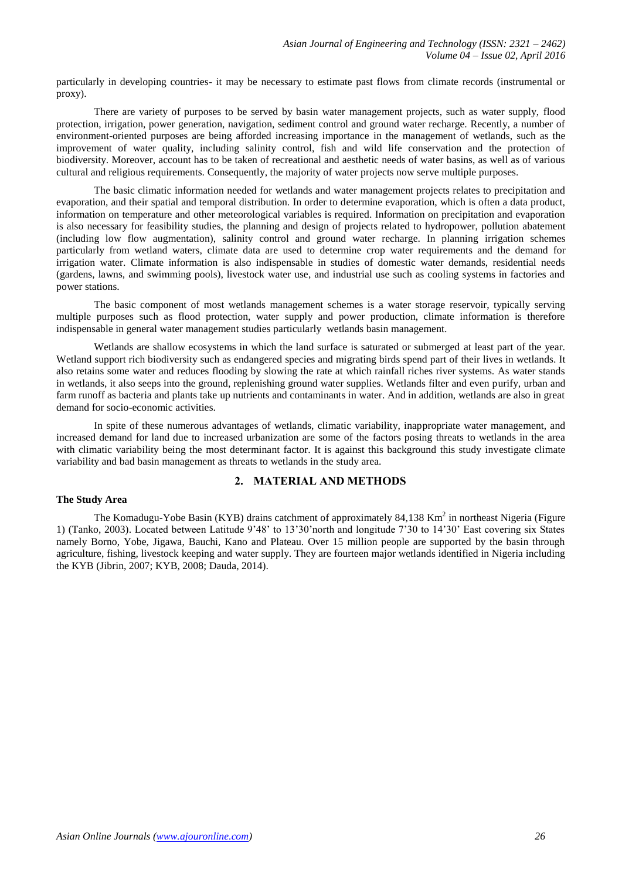particularly in developing countries- it may be necessary to estimate past flows from climate records (instrumental or proxy).

There are variety of purposes to be served by basin water management projects, such as water supply, flood protection, irrigation, power generation, navigation, sediment control and ground water recharge. Recently, a number of environment-oriented purposes are being afforded increasing importance in the management of wetlands, such as the improvement of water quality, including salinity control, fish and wild life conservation and the protection of biodiversity. Moreover, account has to be taken of recreational and aesthetic needs of water basins, as well as of various cultural and religious requirements. Consequently, the majority of water projects now serve multiple purposes.

The basic climatic information needed for wetlands and water management projects relates to precipitation and evaporation, and their spatial and temporal distribution. In order to determine evaporation, which is often a data product, information on temperature and other meteorological variables is required. Information on precipitation and evaporation is also necessary for feasibility studies, the planning and design of projects related to hydropower, pollution abatement (including low flow augmentation), salinity control and ground water recharge. In planning irrigation schemes particularly from wetland waters, climate data are used to determine crop water requirements and the demand for irrigation water. Climate information is also indispensable in studies of domestic water demands, residential needs (gardens, lawns, and swimming pools), livestock water use, and industrial use such as cooling systems in factories and power stations.

The basic component of most wetlands management schemes is a water storage reservoir, typically serving multiple purposes such as flood protection, water supply and power production, climate information is therefore indispensable in general water management studies particularly wetlands basin management.

Wetlands are shallow ecosystems in which the land surface is saturated or submerged at least part of the year. Wetland support rich biodiversity such as endangered species and migrating birds spend part of their lives in wetlands. It also retains some water and reduces flooding by slowing the rate at which rainfall riches river systems. As water stands in wetlands, it also seeps into the ground, replenishing ground water supplies. Wetlands filter and even purify, urban and farm runoff as bacteria and plants take up nutrients and contaminants in water. And in addition, wetlands are also in great demand for socio-economic activities.

In spite of these numerous advantages of wetlands, climatic variability, inappropriate water management, and increased demand for land due to increased urbanization are some of the factors posing threats to wetlands in the area with climatic variability being the most determinant factor. It is against this background this study investigate climate variability and bad basin management as threats to wetlands in the study area.

## 2. MATERIAL AND METHODS

**The Study Area**

The Komadugu-Yobe Basin (KYB) drains catchment of approximately 84,138 Km$^2$ in northeast Nigeria (Figure 1) (Tanko, 2003). Located between Latitude 9'48' to 13'30'north and longitude 7'30 to 14'30' East covering six States namely Borno, Yobe, Jigawa, Bauchi, Kano and Plateau. Over 15 million people are supported by the basin through agriculture, fishing, livestock keeping and water supply. They are fourteen major wetlands identified in Nigeria including the KYB (Jibrin, 2007; KYB, 2008; Dauda, 2014).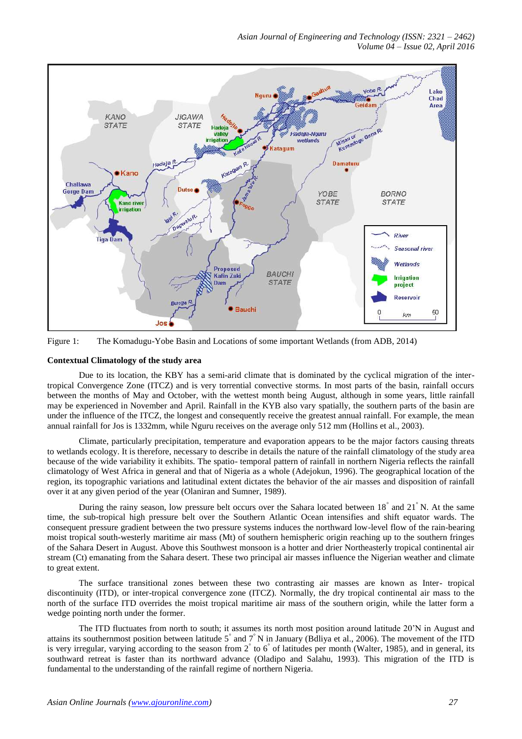Figure 1: The Komadugu-Yobe Basin and Locations of some important Wetlands (from ADB, 2014)

**Contextual Climatology of the study area**

Due to its location, the KBY has a semi-arid climate that is dominated by the cyclical migration of the inter-tropical Convergence Zone (ITCZ) and is very torrential convective storms. In most parts of the basin, rainfall occurs between the months of May and October, with the wettest month being August, although in some years, little rainfall may be experienced in November and April. Rainfall in the KYB also vary spatially, the southern parts of the basin are under the influence of the ITCZ, the longest and consequently receive the greatest annual rainfall. For example, the mean annual rainfall for Jos is 1332mm, while Nguru receives on the average only 512 mm (Hollins et al., 2003).

Climate, particularly precipitation, temperature and evaporation appears to be the major factors causing threats to wetlands ecology. It is therefore, necessary to describe in details the nature of the rainfall climatology of the study area because of the wide variability it exhibits. The spatio- temporal pattern of rainfall in northern Nigeria reflects the rainfall climatology of West Africa in general and that of Nigeria as a whole (Adejokun, 1996). The geographical location of the region, its topographic variations and latitudinal extent dictates the behavior of the air masses and disposition of rainfall over it at any given period of the year (Olaniran and Sumner, 1989).

During the rainy season, low pressure belt occurs over the Sahara located between 18° and 21° N. At the same time, the sub-tropical high pressure belt over the Southern Atlantic Ocean intensifies and shift equator wards. The consequent pressure gradient between the two pressure systems induces the northward low-level flow of the rain-bearing moist tropical south-westerly maritime air mass (Mt) of southern hemispheric origin reaching up to the southern fringes of the Sahara Desert in August. Above this Southwest monsoon is a hotter and drier Northeasterly tropical continental air stream (Ct) emanating from the Sahara desert. These two principal air masses influence the Nigerian weather and climate to great extent.

The surface transitional zones between these two contrasting air masses are known as Inter- tropical discontinuity (ITD), or inter-tropical convergence zone (ITCZ). Normally, the dry tropical continental air mass to the north of the surface ITD overrides the moist tropical maritime air mass of the southern origin, while the latter form a wedge pointing north under the former.

The ITD fluctuates from north to south; it assumes its north most position around latitude 20'N in August and attains its southernmost position between latitude 5° and 7° N in January (Bdliya et al., 2006). The movement of the ITD is very irregular, varying according to the season from 2° to 6° of latitudes per month (Walter, 1985), and in general, its southward retreat is faster than its northward advance (Oladipo and Salahu, 1993). This migration of the ITD is fundamental to the understanding of the rainfall regime of northern Nigeria.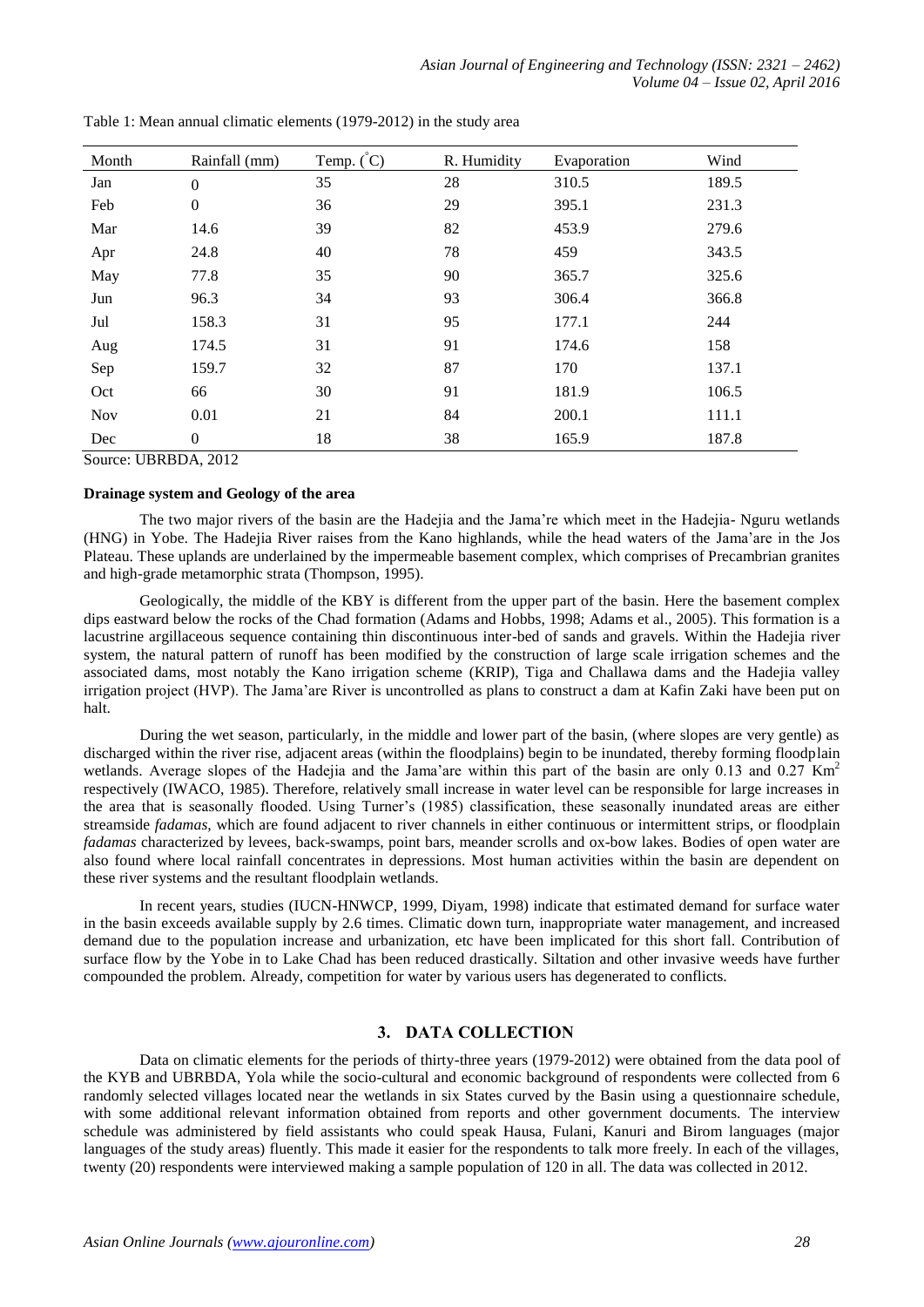Table 1: Mean annual climatic elements (1979-2012) in the study area

| Month | Rainfall (mm) | Temp. (°C) | R. Humidity | Evaporation | Wind |
|---|---|---|---|---|---|
| Jan | 0 | 35 | 28 | 310.5 | 189.5 |
| Feb | 0 | 36 | 29 | 395.1 | 231.3 |
| Mar | 14.6 | 39 | 82 | 453.9 | 279.6 |
| Apr | 24.8 | 40 | 78 | 459 | 343.5 |
| May | 77.8 | 35 | 90 | 365.7 | 325.6 |
| Jun | 96.3 | 34 | 93 | 306.4 | 366.8 |
| Jul | 158.3 | 31 | 95 | 177.1 | 244 |
| Aug | 174.5 | 31 | 91 | 174.6 | 158 |
| Sep | 159.7 | 32 | 87 | 170 | 137.1 |
| Oct | 66 | 30 | 91 | 181.9 | 106.5 |
| Nov | 0.01 | 21 | 84 | 200.1 | 111.1 |
| Dec | 0 | 18 | 38 | 165.9 | 187.8 |

Source: UBRBDA, 2012

**Drainage system and Geology of the area**

The two major rivers of the basin are the Hadejia and the Jama're which meet in the Hadejia- Nguru wetlands (HNG) in Yobe. The Hadejia River raises from the Kano highlands, while the head waters of the Jama'are in the Jos Plateau. These uplands are underlained by the impermeable basement complex, which comprises of Precambrian granites and high-grade metamorphic strata (Thompson, 1995).

Geologically, the middle of the KBY is different from the upper part of the basin. Here the basement complex dips eastward below the rocks of the Chad formation (Adams and Hobbs, 1998; Adams et al., 2005). This formation is a lacustrine argillaceous sequence containing thin discontinuous inter-bed of sands and gravels. Within the Hadejia river system, the natural pattern of runoff has been modified by the construction of large scale irrigation schemes and the associated dams, most notably the Kano irrigation scheme (KRIP), Tiga and Challawa dams and the Hadejia valley irrigation project (HVP). The Jama'are River is uncontrolled as plans to construct a dam at Kafin Zaki have been put on halt.

During the wet season, particularly, in the middle and lower part of the basin, (where slopes are very gentle) as discharged within the river rise, adjacent areas (within the floodplains) begin to be inundated, thereby forming floodplain wetlands. Average slopes of the Hadejia and the Jama'are within this part of the basin are only 0.13 and 0.27 $Km^2$ respectively (IWACO, 1985). Therefore, relatively small increase in water level can be responsible for large increases in the area that is seasonally flooded. Using Turner's (1985) classification, these seasonally inundated areas are either streamside *fadamas*, which are found adjacent to river channels in either continuous or intermittent strips, or floodplain *fadamas* characterized by levees, back-swamps, point bars, meander scrolls and ox-bow lakes. Bodies of open water are also found where local rainfall concentrates in depressions. Most human activities within the basin are dependent on these river systems and the resultant floodplain wetlands.

In recent years, studies (IUCN-HNWCP, 1999, Diyam, 1998) indicate that estimated demand for surface water in the basin exceeds available supply by 2.6 times. Climatic down turn, inappropriate water management, and increased demand due to the population increase and urbanization, etc have been implicated for this short fall. Contribution of surface flow by the Yobe in to Lake Chad has been reduced drastically. Siltation and other invasive weeds have further compounded the problem. Already, competition for water by various users has degenerated to conflicts.

## 3. DATA COLLECTION

Data on climatic elements for the periods of thirty-three years (1979-2012) were obtained from the data pool of the KYB and UBRBDA, Yola while the socio-cultural and economic background of respondents were collected from 6 randomly selected villages located near the wetlands in six States curved by the Basin using a questionnaire schedule, with some additional relevant information obtained from reports and other government documents. The interview schedule was administered by field assistants who could speak Hausa, Fulani, Kanuri and Birom languages (major languages of the study areas) fluently. This made it easier for the respondents to talk more freely. In each of the villages, twenty (20) respondents were interviewed making a sample population of 120 in all. The data was collected in 2012.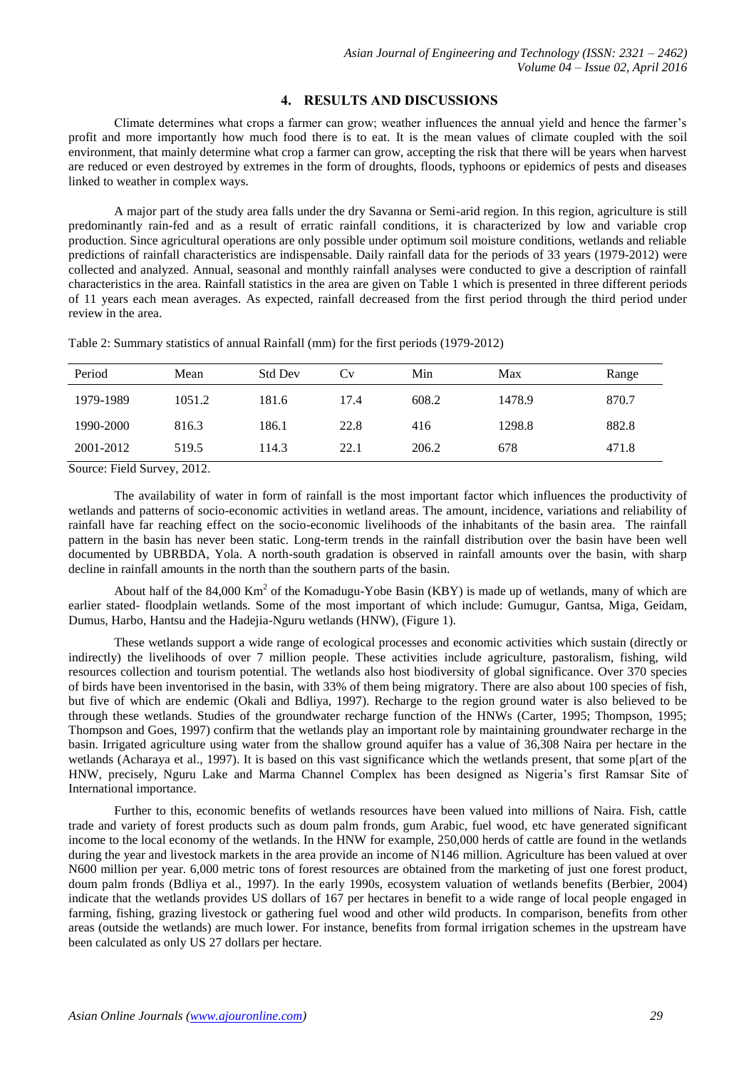## 4. RESULTS AND DISCUSSIONS

Climate determines what crops a farmer can grow; weather influences the annual yield and hence the farmer's profit and more importantly how much food there is to eat. It is the mean values of climate coupled with the soil environment, that mainly determine what crop a farmer can grow, accepting the risk that there will be years when harvest are reduced or even destroyed by extremes in the form of droughts, floods, typhoons or epidemics of pests and diseases linked to weather in complex ways.

A major part of the study area falls under the dry Savanna or Semi-arid region. In this region, agriculture is still predominantly rain-fed and as a result of erratic rainfall conditions, it is characterized by low and variable crop production. Since agricultural operations are only possible under optimum soil moisture conditions, wetlands and reliable predictions of rainfall characteristics are indispensable. Daily rainfall data for the periods of 33 years (1979-2012) were collected and analyzed. Annual, seasonal and monthly rainfall analyses were conducted to give a description of rainfall characteristics in the area. Rainfall statistics in the area are given on Table 1 which is presented in three different periods of 11 years each mean averages. As expected, rainfall decreased from the first period through the third period under review in the area.

Table 2: Summary statistics of annual Rainfall (mm) for the first periods (1979-2012)

| Period | Mean | Std Dev | Cv | Min | Max | Range |
|---|---|---|---|---|---|---|
| 1979-1989 | 1051.2 | 181.6 | 17.4 | 608.2 | 1478.9 | 870.7 |
| 1990-2000 | 816.3 | 186.1 | 22.8 | 416 | 1298.8 | 882.8 |
| 2001-2012 | 519.5 | 114.3 | 22.1 | 206.2 | 678 | 471.8 |

Source: Field Survey, 2012.

The availability of water in form of rainfall is the most important factor which influences the productivity of wetlands and patterns of socio-economic activities in wetland areas. The amount, incidence, variations and reliability of rainfall have far reaching effect on the socio-economic livelihoods of the inhabitants of the basin area. The rainfall pattern in the basin has never been static. Long-term trends in the rainfall distribution over the basin have been well documented by UBRBDA, Yola. A north-south gradation is observed in rainfall amounts over the basin, with sharp decline in rainfall amounts in the north than the southern parts of the basin.

About half of the 84,000 Km$^2$ of the Komadugu-Yobe Basin (KBY) is made up of wetlands, many of which are earlier stated- floodplain wetlands. Some of the most important of which include: Gumugur, Gantsa, Miga, Geidam, Dumus, Harbo, Hantsu and the Hadejia-Nguru wetlands (HNW), (Figure 1).

These wetlands support a wide range of ecological processes and economic activities which sustain (directly or indirectly) the livelihoods of over 7 million people. These activities include agriculture, pastoralism, fishing, wild resources collection and tourism potential. The wetlands also host biodiversity of global significance. Over 370 species of birds have been inventorised in the basin, with 33% of them being migratory. There are also about 100 species of fish, but five of which are endemic (Okali and Bdliya, 1997). Recharge to the region ground water is also believed to be through these wetlands. Studies of the groundwater recharge function of the HNWs (Carter, 1995; Thompson, 1995; Thompson and Goes, 1997) confirm that the wetlands play an important role by maintaining groundwater recharge in the basin. Irrigated agriculture using water from the shallow ground aquifer has a value of 36,308 Naira per hectare in the wetlands (Acharaya et al., 1997). It is based on this vast significance which the wetlands present, that some p[art of the HNW, precisely, Nguru Lake and Marma Channel Complex has been designed as Nigeria's first Ramsar Site of International importance.

Further to this, economic benefits of wetlands resources have been valued into millions of Naira. Fish, cattle trade and variety of forest products such as doum palm fronds, gum Arabic, fuel wood, etc have generated significant income to the local economy of the wetlands. In the HNW for example, 250,000 herds of cattle are found in the wetlands during the year and livestock markets in the area provide an income of N146 million. Agriculture has been valued at over N600 million per year. 6,000 metric tons of forest resources are obtained from the marketing of just one forest product, doum palm fronds (Bdliya et al., 1997). In the early 1990s, ecosystem valuation of wetlands benefits (Berbier, 2004) indicate that the wetlands provides US dollars of 167 per hectares in benefit to a wide range of local people engaged in farming, fishing, grazing livestock or gathering fuel wood and other wild products. In comparison, benefits from other areas (outside the wetlands) are much lower. For instance, benefits from formal irrigation schemes in the upstream have been calculated as only US 27 dollars per hectare.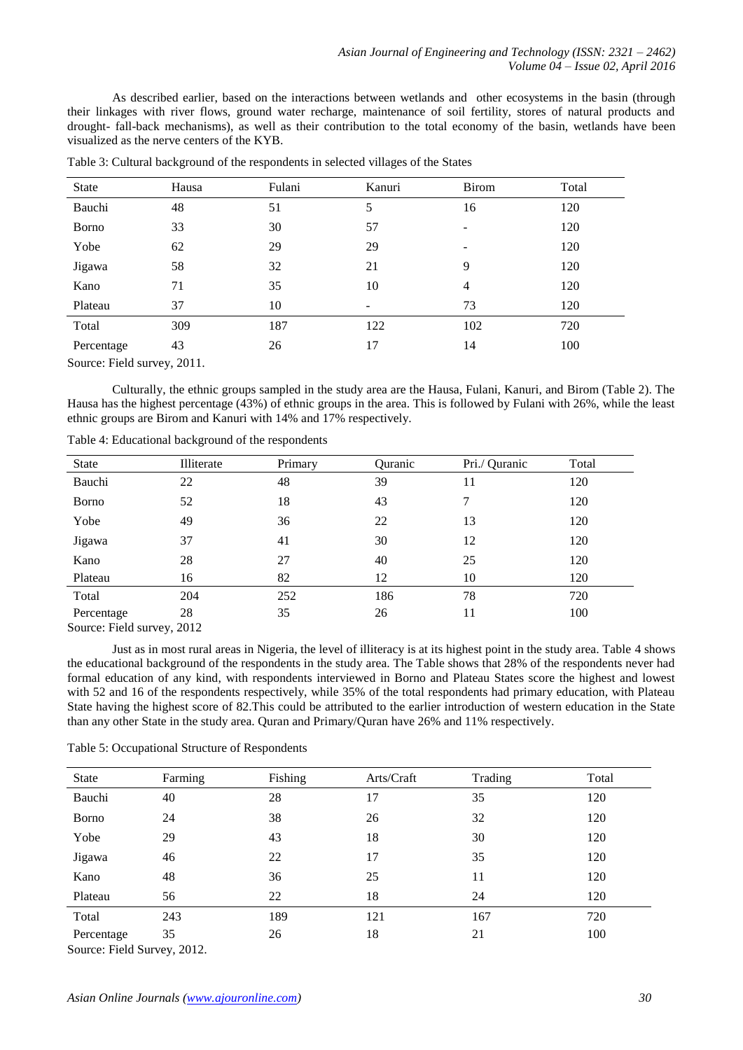As described earlier, based on the interactions between wetlands and other ecosystems in the basin (through their linkages with river flows, ground water recharge, maintenance of soil fertility, stores of natural products and drought- fall-back mechanisms), as well as their contribution to the total economy of the basin, wetlands have been visualized as the nerve centers of the KYB.

Table 3: Cultural background of the respondents in selected villages of the States

| State | Hausa | Fulani | Kanuri | Birom | Total |
|---|---|---|---|---|---|
| Bauchi | 48 | 51 | 5 | 16 | 120 |
| Borno | 33 | 30 | 57 | - | 120 |
| Yobe | 62 | 29 | 29 | - | 120 |
| Jigawa | 58 | 32 | 21 | 9 | 120 |
| Kano | 71 | 35 | 10 | 4 | 120 |
| Plateau | 37 | 10 | - | 73 | 120 |
| Total | 309 | 187 | 122 | 102 | 720 |
| Percentage | 43 | 26 | 17 | 14 | 100 |

Source: Field survey, 2011.

Culturally, the ethnic groups sampled in the study area are the Hausa, Fulani, Kanuri, and Birom (Table 2). The Hausa has the highest percentage (43%) of ethnic groups in the area. This is followed by Fulani with 26%, while the least ethnic groups are Birom and Kanuri with 14% and 17% respectively.

Table 4: Educational background of the respondents

| State | Illiterate | Primary | Quranic | Pri./ Quranic | Total |
|---|---|---|---|---|---|
| Bauchi | 22 | 48 | 39 | 11 | 120 |
| Borno | 52 | 18 | 43 | 7 | 120 |
| Yobe | 49 | 36 | 22 | 13 | 120 |
| Jigawa | 37 | 41 | 30 | 12 | 120 |
| Kano | 28 | 27 | 40 | 25 | 120 |
| Plateau | 16 | 82 | 12 | 10 | 120 |
| Total | 204 | 252 | 186 | 78 | 720 |
| Percentage | 28 | 35 | 26 | 11 | 100 |

Source: Field survey, 2012

Just as in most rural areas in Nigeria, the level of illiteracy is at its highest point in the study area. Table 4 shows the educational background of the respondents in the study area. The Table shows that 28% of the respondents never had formal education of any kind, with respondents interviewed in Borno and Plateau States score the highest and lowest with 52 and 16 of the respondents respectively, while 35% of the total respondents had primary education, with Plateau State having the highest score of 82.This could be attributed to the earlier introduction of western education in the State than any other State in the study area. Quran and Primary/Quran have 26% and 11% respectively.

Table 5: Occupational Structure of Respondents

| State | Farming | Fishing | Arts/Craft | Trading | Total |
|---|---|---|---|---|---|
| Bauchi | 40 | 28 | 17 | 35 | 120 |
| Borno | 24 | 38 | 26 | 32 | 120 |
| Yobe | 29 | 43 | 18 | 30 | 120 |
| Jigawa | 46 | 22 | 17 | 35 | 120 |
| Kano | 48 | 36 | 25 | 11 | 120 |
| Plateau | 56 | 22 | 18 | 24 | 120 |
| Total | 243 | 189 | 121 | 167 | 720 |
| Percentage | 35 | 26 | 18 | 21 | 100 |

Source: Field Survey, 2012.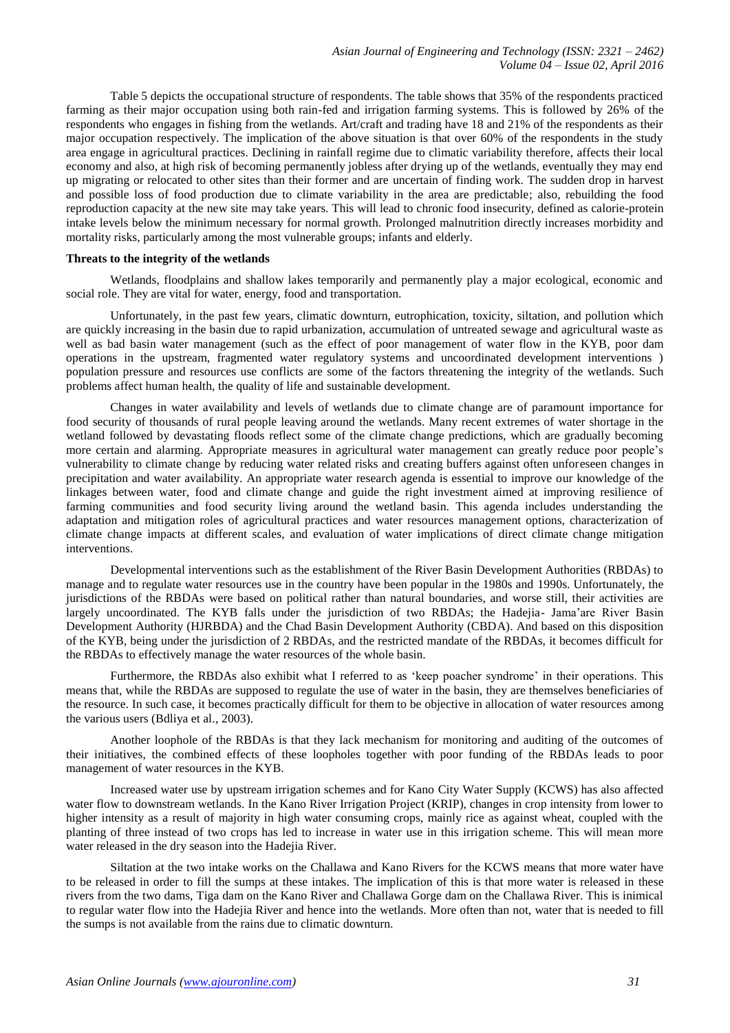Table 5 depicts the occupational structure of respondents. The table shows that 35% of the respondents practiced farming as their major occupation using both rain-fed and irrigation farming systems. This is followed by 26% of the respondents who engages in fishing from the wetlands. Art/craft and trading have 18 and 21% of the respondents as their major occupation respectively. The implication of the above situation is that over 60% of the respondents in the study area engage in agricultural practices. Declining in rainfall regime due to climatic variability therefore, affects their local economy and also, at high risk of becoming permanently jobless after drying up of the wetlands, eventually they may end up migrating or relocated to other sites than their former and are uncertain of finding work. The sudden drop in harvest and possible loss of food production due to climate variability in the area are predictable; also, rebuilding the food reproduction capacity at the new site may take years. This will lead to chronic food insecurity, defined as calorie-protein intake levels below the minimum necessary for normal growth. Prolonged malnutrition directly increases morbidity and mortality risks, particularly among the most vulnerable groups; infants and elderly.

**Threats to the integrity of the wetlands**

Wetlands, floodplains and shallow lakes temporarily and permanently play a major ecological, economic and social role. They are vital for water, energy, food and transportation.

Unfortunately, in the past few years, climatic downturn, eutrophication, toxicity, siltation, and pollution which are quickly increasing in the basin due to rapid urbanization, accumulation of untreated sewage and agricultural waste as well as bad basin water management (such as the effect of poor management of water flow in the KYB, poor dam operations in the upstream, fragmented water regulatory systems and uncoordinated development interventions ) population pressure and resources use conflicts are some of the factors threatening the integrity of the wetlands. Such problems affect human health, the quality of life and sustainable development.

Changes in water availability and levels of wetlands due to climate change are of paramount importance for food security of thousands of rural people leaving around the wetlands. Many recent extremes of water shortage in the wetland followed by devastating floods reflect some of the climate change predictions, which are gradually becoming more certain and alarming. Appropriate measures in agricultural water management can greatly reduce poor people's vulnerability to climate change by reducing water related risks and creating buffers against often unforeseen changes in precipitation and water availability. An appropriate water research agenda is essential to improve our knowledge of the linkages between water, food and climate change and guide the right investment aimed at improving resilience of farming communities and food security living around the wetland basin. This agenda includes understanding the adaptation and mitigation roles of agricultural practices and water resources management options, characterization of climate change impacts at different scales, and evaluation of water implications of direct climate change mitigation interventions.

Developmental interventions such as the establishment of the River Basin Development Authorities (RBDAs) to manage and to regulate water resources use in the country have been popular in the 1980s and 1990s. Unfortunately, the jurisdictions of the RBDAs were based on political rather than natural boundaries, and worse still, their activities are largely uncoordinated. The KYB falls under the jurisdiction of two RBDAs; the Hadejia- Jama'are River Basin Development Authority (HJRBDA) and the Chad Basin Development Authority (CBDA). And based on this disposition of the KYB, being under the jurisdiction of 2 RBDAs, and the restricted mandate of the RBDAs, it becomes difficult for the RBDAs to effectively manage the water resources of the whole basin.

Furthermore, the RBDAs also exhibit what I referred to as 'keep poacher syndrome' in their operations. This means that, while the RBDAs are supposed to regulate the use of water in the basin, they are themselves beneficiaries of the resource. In such case, it becomes practically difficult for them to be objective in allocation of water resources among the various users (Bdliya et al., 2003).

Another loophole of the RBDAs is that they lack mechanism for monitoring and auditing of the outcomes of their initiatives, the combined effects of these loopholes together with poor funding of the RBDAs leads to poor management of water resources in the KYB.

Increased water use by upstream irrigation schemes and for Kano City Water Supply (KCWS) has also affected water flow to downstream wetlands. In the Kano River Irrigation Project (KRIP), changes in crop intensity from lower to higher intensity as a result of majority in high water consuming crops, mainly rice as against wheat, coupled with the planting of three instead of two crops has led to increase in water use in this irrigation scheme. This will mean more water released in the dry season into the Hadejia River.

Siltation at the two intake works on the Challawa and Kano Rivers for the KCWS means that more water have to be released in order to fill the sumps at these intakes. The implication of this is that more water is released in these rivers from the two dams, Tiga dam on the Kano River and Challawa Gorge dam on the Challawa River. This is inimical to regular water flow into the Hadejia River and hence into the wetlands. More often than not, water that is needed to fill the sumps is not available from the rains due to climatic downturn.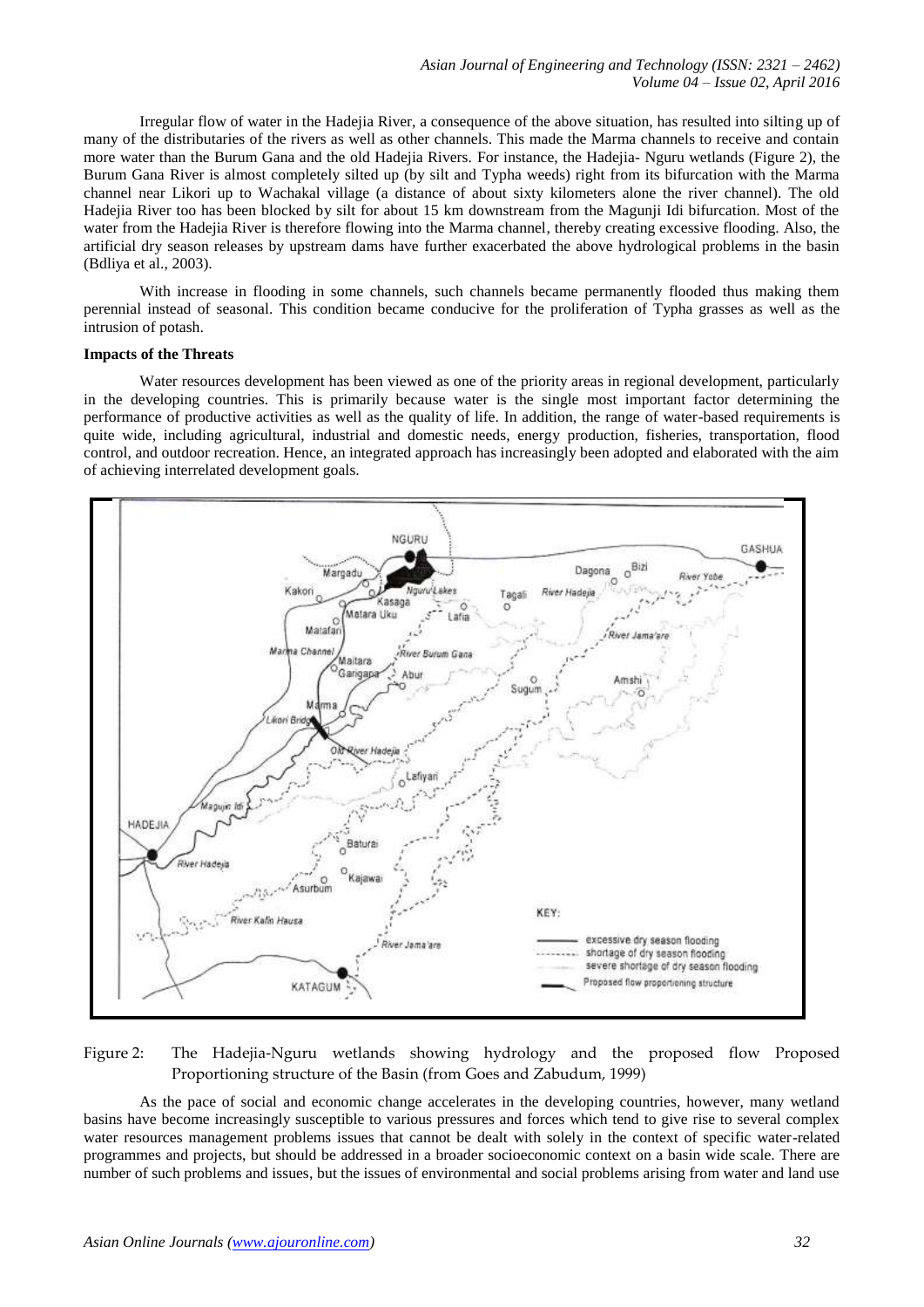Irregular flow of water in the Hadejia River, a consequence of the above situation, has resulted into silting up of many of the distributaries of the rivers as well as other channels. This made the Marma channels to receive and contain more water than the Burum Gana and the old Hadejia Rivers. For instance, the Hadejia- Nguru wetlands (Figure 2), the Burum Gana River is almost completely silted up (by silt and Typha weeds) right from its bifurcation with the Marma channel near Likori up to Wachakal village (a distance of about sixty kilometers alone the river channel). The old Hadejia River too has been blocked by silt for about 15 km downstream from the Magunji Idi bifurcation. Most of the water from the Hadejia River is therefore flowing into the Marma channel, thereby creating excessive flooding. Also, the artificial dry season releases by upstream dams have further exacerbated the above hydrological problems in the basin (Bdliya et al., 2003).

With increase in flooding in some channels, such channels became permanently flooded thus making them perennial instead of seasonal. This condition became conducive for the proliferation of Typha grasses as well as the intrusion of potash.

**Impacts of the Threats**

Water resources development has been viewed as one of the priority areas in regional development, particularly in the developing countries. This is primarily because water is the single most important factor determining the performance of productive activities as well as the quality of life. In addition, the range of water-based requirements is quite wide, including agricultural, industrial and domestic needs, energy production, fisheries, transportation, flood control, and outdoor recreation. Hence, an integrated approach has increasingly been adopted and elaborated with the aim of achieving interrelated development goals.

Figure 2: The Hadejia-Nguru wetlands showing hydrology and the proposed flow Proposed Proportioning structure of the Basin (from Goes and Zabudum, 1999)

As the pace of social and economic change accelerates in the developing countries, however, many wetland basins have become increasingly susceptible to various pressures and forces which tend to give rise to several complex water resources management problems issues that cannot be dealt with solely in the context of specific water-related programmes and projects, but should be addressed in a broader socioeconomic context on a basin wide scale. There are number of such problems and issues, but the issues of environmental and social problems arising from water and land use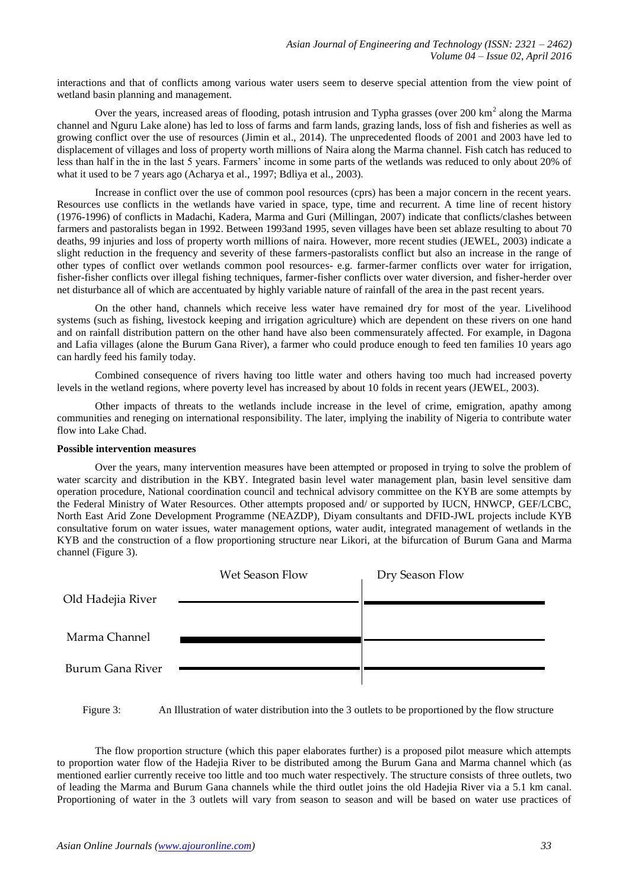interactions and that of conflicts among various water users seem to deserve special attention from the view point of wetland basin planning and management.

Over the years, increased areas of flooding, potash intrusion and Typha grasses (over 200 km$^2$ along the Marma channel and Nguru Lake alone) has led to loss of farms and farm lands, grazing lands, loss of fish and fisheries as well as growing conflict over the use of resources (Jimin et al., 2014). The unprecedented floods of 2001 and 2003 have led to displacement of villages and loss of property worth millions of Naira along the Marma channel. Fish catch has reduced to less than half in the in the last 5 years. Farmers' income in some parts of the wetlands was reduced to only about 20% of what it used to be 7 years ago (Acharya et al., 1997; Bdliya et al., 2003).

Increase in conflict over the use of common pool resources (cprs) has been a major concern in the recent years. Resources use conflicts in the wetlands have varied in space, type, time and recurrent. A time line of recent history (1976-1996) of conflicts in Madachi, Kadera, Marma and Guri (Millingan, 2007) indicate that conflicts/clashes between farmers and pastoralists began in 1992. Between 1993and 1995, seven villages have been set ablaze resulting to about 70 deaths, 99 injuries and loss of property worth millions of naira. However, more recent studies (JEWEL, 2003) indicate a slight reduction in the frequency and severity of these farmers-pastoralists conflict but also an increase in the range of other types of conflict over wetlands common pool resources- e.g. farmer-farmer conflicts over water for irrigation, fisher-fisher conflicts over illegal fishing techniques, farmer-fisher conflicts over water diversion, and fisher-herder over net disturbance all of which are accentuated by highly variable nature of rainfall of the area in the past recent years.

On the other hand, channels which receive less water have remained dry for most of the year. Livelihood systems (such as fishing, livestock keeping and irrigation agriculture) which are dependent on these rivers on one hand and on rainfall distribution pattern on the other hand have also been commensurately affected. For example, in Dagona and Lafia villages (alone the Burum Gana River), a farmer who could produce enough to feed ten families 10 years ago can hardly feed his family today.

Combined consequence of rivers having too little water and others having too much had increased poverty levels in the wetland regions, where poverty level has increased by about 10 folds in recent years (JEWEL, 2003).

Other impacts of threats to the wetlands include increase in the level of crime, emigration, apathy among communities and reneging on international responsibility. The later, implying the inability of Nigeria to contribute water flow into Lake Chad.

**Possible intervention measures**

Over the years, many intervention measures have been attempted or proposed in trying to solve the problem of water scarcity and distribution in the KBY. Integrated basin level water management plan, basin level sensitive dam operation procedure, National coordination council and technical advisory committee on the KYB are some attempts by the Federal Ministry of Water Resources. Other attempts proposed and/ or supported by IUCN, HNWCP, GEF/LCBC, North East Arid Zone Development Programme (NEAZDP), Diyam consultants and DFID-JWL projects include KYB consultative forum on water issues, water management options, water audit, integrated management of wetlands in the KYB and the construction of a flow proportioning structure near Likori, at the bifurcation of Burum Gana and Marma channel (Figure 3).

| | Wet Season Flow | Dry Season Flow |
|---|---|---|
| Old Hadejia River | | |
| Marma Channel | | |
| Burum Gana River | | |

Figure 3: An Illustration of water distribution into the 3 outlets to be proportioned by the flow structure

The flow proportion structure (which this paper elaborates further) is a proposed pilot measure which attempts to proportion water flow of the Hadejia River to be distributed among the Burum Gana and Marma channel which (as mentioned earlier currently receive too little and too much water respectively. The structure consists of three outlets, two of leading the Marma and Burum Gana channels while the third outlet joins the old Hadejia River via a 5.1 km canal. Proportioning of water in the 3 outlets will vary from season to season and will be based on water use practices of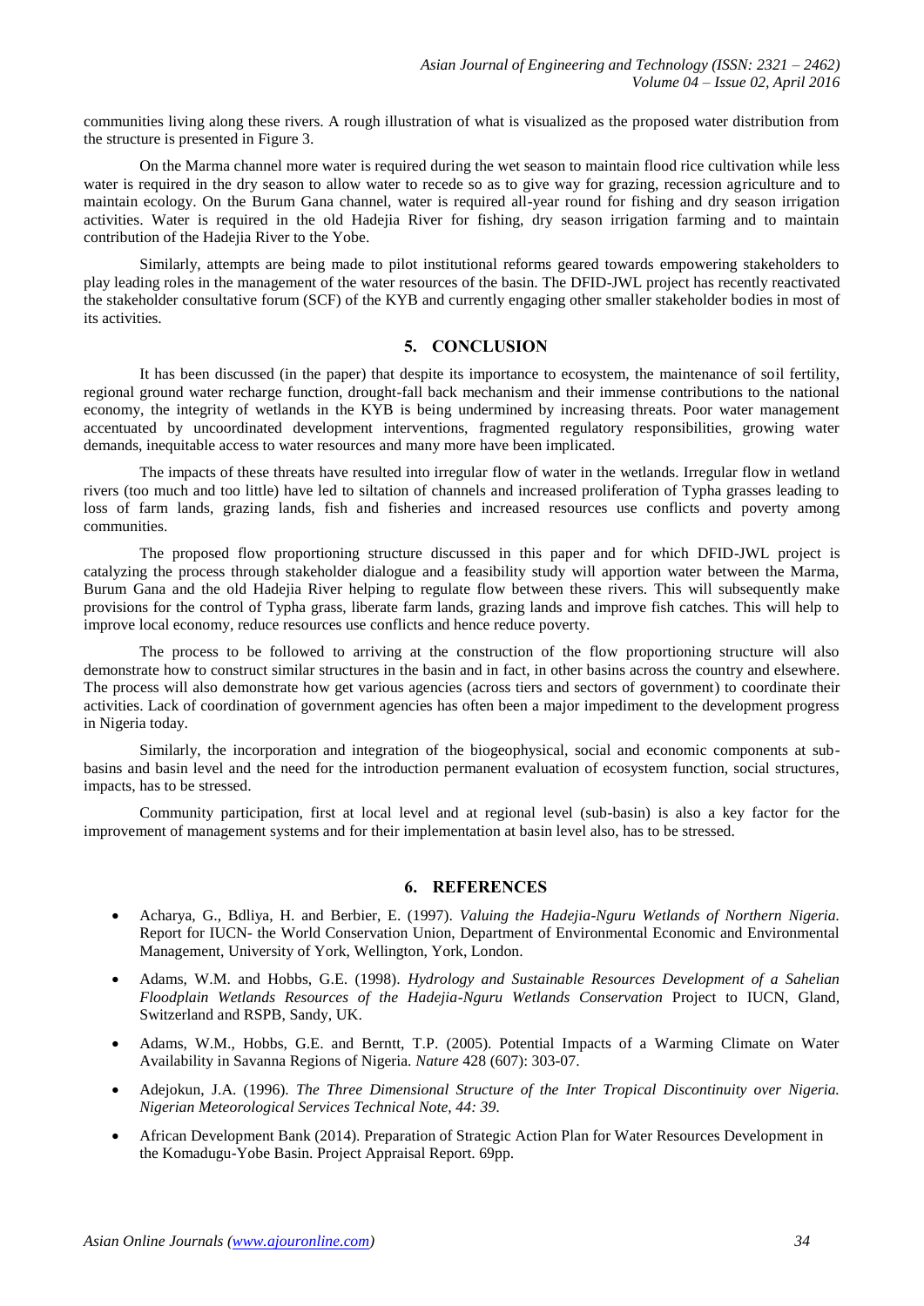communities living along these rivers. A rough illustration of what is visualized as the proposed water distribution from the structure is presented in Figure 3.

On the Marma channel more water is required during the wet season to maintain flood rice cultivation while less water is required in the dry season to allow water to recede so as to give way for grazing, recession agriculture and to maintain ecology. On the Burum Gana channel, water is required all-year round for fishing and dry season irrigation activities. Water is required in the old Hadejia River for fishing, dry season irrigation farming and to maintain contribution of the Hadejia River to the Yobe.

Similarly, attempts are being made to pilot institutional reforms geared towards empowering stakeholders to play leading roles in the management of the water resources of the basin. The DFID-JWL project has recently reactivated the stakeholder consultative forum (SCF) of the KYB and currently engaging other smaller stakeholder bodies in most of its activities.

## 5. CONCLUSION

It has been discussed (in the paper) that despite its importance to ecosystem, the maintenance of soil fertility, regional ground water recharge function, drought-fall back mechanism and their immense contributions to the national economy, the integrity of wetlands in the KYB is being undermined by increasing threats. Poor water management accentuated by uncoordinated development interventions, fragmented regulatory responsibilities, growing water demands, inequitable access to water resources and many more have been implicated.

The impacts of these threats have resulted into irregular flow of water in the wetlands. Irregular flow in wetland rivers (too much and too little) have led to siltation of channels and increased proliferation of Typha grasses leading to loss of farm lands, grazing lands, fish and fisheries and increased resources use conflicts and poverty among communities.

The proposed flow proportioning structure discussed in this paper and for which DFID-JWL project is catalyzing the process through stakeholder dialogue and a feasibility study will apportion water between the Marma, Burum Gana and the old Hadejia River helping to regulate flow between these rivers. This will subsequently make provisions for the control of Typha grass, liberate farm lands, grazing lands and improve fish catches. This will help to improve local economy, reduce resources use conflicts and hence reduce poverty.

The process to be followed to arriving at the construction of the flow proportioning structure will also demonstrate how to construct similar structures in the basin and in fact, in other basins across the country and elsewhere. The process will also demonstrate how get various agencies (across tiers and sectors of government) to coordinate their activities. Lack of coordination of government agencies has often been a major impediment to the development progress in Nigeria today.

Similarly, the incorporation and integration of the biogeophysical, social and economic components at sub-basins and basin level and the need for the introduction permanent evaluation of ecosystem function, social structures, impacts, has to be stressed.

Community participation, first at local level and at regional level (sub-basin) is also a key factor for the improvement of management systems and for their implementation at basin level also, has to be stressed.

## 6. REFERENCES

- Acharya, G., Bdliya, H. and Berbier, E. (1997). *Valuing the Hadejia-Nguru Wetlands of Northern Nigeria.* Report for IUCN- the World Conservation Union, Department of Environmental Economic and Environmental Management, University of York, Wellington, York, London.
- Adams, W.M. and Hobbs, G.E. (1998). *Hydrology and Sustainable Resources Development of a Sahelian Floodplain Wetlands Resources of the Hadejia-Nguru Wetlands Conservation* Project to IUCN, Gland, Switzerland and RSPB, Sandy, UK.
- Adams, W.M., Hobbs, G.E. and Berntt, T.P. (2005). Potential Impacts of a Warming Climate on Water Availability in Savanna Regions of Nigeria. *Nature* 428 (607): 303-07.
- Adejokun, J.A. (1996). *The Three Dimensional Structure of the Inter Tropical Discontinuity over Nigeria. Nigerian Meteorological Services Technical Note, 44: 39*.
- African Development Bank (2014). Preparation of Strategic Action Plan for Water Resources Development in the Komadugu-Yobe Basin. Project Appraisal Report. 69pp.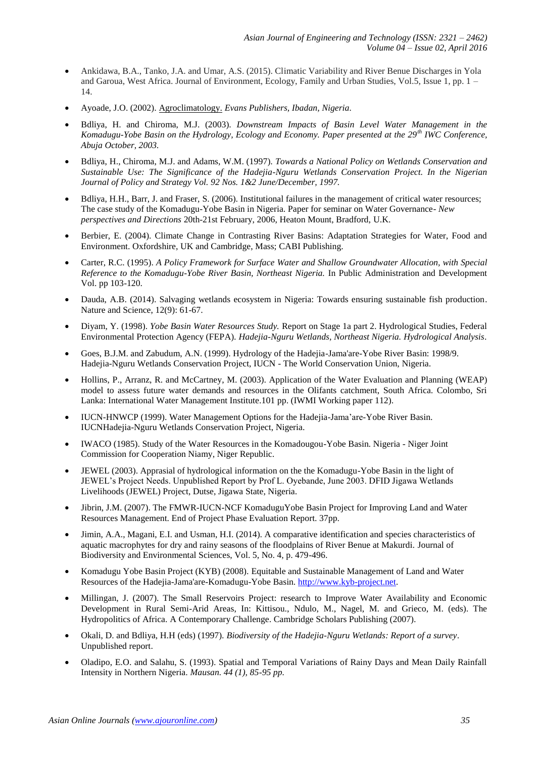- Ankidawa, B.A., Tanko, J.A. and Umar, A.S. (2015). Climatic Variability and River Benue Discharges in Yola and Garoua, West Africa. Journal of Environment, Ecology, Family and Urban Studies, Vol.5, Issue 1, pp. 1 – 14.
- Ayoade, J.O. (2002). Agroclimatology. *Evans Publishers, Ibadan, Nigeria.*
- Bdliya, H. and Chiroma, M.J. (2003). *Downstream Impacts of Basin Level Water Management in the Komadugu-Yobe Basin on the Hydrology, Ecology and Economy. Paper presented at the 29th IWC Conference, Abuja October, 2003.*
- Bdliya, H., Chiroma, M.J. and Adams, W.M. (1997). *Towards a National Policy on Wetlands Conservation and Sustainable Use: The Significance of the Hadejia-Nguru Wetlands Conservation Project. In the Nigerian Journal of Policy and Strategy Vol. 92 Nos. 1&2 June/December, 1997.*
- Bdliya, H.H., Barr, J. and Fraser, S. (2006). Institutional failures in the management of critical water resources; The case study of the Komadugu-Yobe Basin in Nigeria. Paper for seminar on Water Governance- *New perspectives and Directions* 20th-21st February, 2006, Heaton Mount, Bradford, U.K.
- Berbier, E. (2004). Climate Change in Contrasting River Basins: Adaptation Strategies for Water, Food and Environment. Oxfordshire, UK and Cambridge, Mass; CABI Publishing.
- Carter, R.C. (1995). *A Policy Framework for Surface Water and Shallow Groundwater Allocation, with Special Reference to the Komadugu-Yobe River Basin, Northeast Nigeria.* In Public Administration and Development Vol. pp 103-120.
- Dauda, A.B. (2014). Salvaging wetlands ecosystem in Nigeria: Towards ensuring sustainable fish production. Nature and Science, 12(9): 61-67.
- Diyam, Y. (1998). *Yobe Basin Water Resources Study.* Report on Stage 1a part 2. Hydrological Studies, Federal Environmental Protection Agency (FEPA). *Hadejia-Nguru Wetlands, Northeast Nigeria. Hydrological Analysis*.
- Goes, B.J.M. and Zabudum, A.N. (1999). Hydrology of the Hadejia-Jama'are-Yobe River Basin: 1998/9. Hadejia-Nguru Wetlands Conservation Project, IUCN - The World Conservation Union, Nigeria.
- Hollins, P., Arranz, R. and McCartney, M. (2003). Application of the Water Evaluation and Planning (WEAP) model to assess future water demands and resources in the Olifants catchment, South Africa. Colombo, Sri Lanka: International Water Management Institute.101 pp. (IWMI Working paper 112).
- IUCN-HNWCP (1999). Water Management Options for the Hadejia-Jama'are-Yobe River Basin. IUCNHadejia-Nguru Wetlands Conservation Project, Nigeria.
- IWACO (1985). Study of the Water Resources in the Komadougou-Yobe Basin. Nigeria - Niger Joint Commission for Cooperation Niamy, Niger Republic.
- JEWEL (2003). Apprasial of hydrological information on the the Komadugu-Yobe Basin in the light of JEWEL's Project Needs. Unpublished Report by Prof L. Oyebande, June 2003. DFID Jigawa Wetlands Livelihoods (JEWEL) Project, Dutse, Jigawa State, Nigeria.
- Jibrin, J.M. (2007). The FMWR-IUCN-NCF KomaduguYobe Basin Project for Improving Land and Water Resources Management. End of Project Phase Evaluation Report. 37pp.
- Jimin, A.A., Magani, E.I. and Usman, H.I. (2014). A comparative identification and species characteristics of aquatic macrophytes for dry and rainy seasons of the floodplains of River Benue at Makurdi. Journal of Biodiversity and Environmental Sciences, Vol. 5, No. 4, p. 479-496.
- Komadugu Yobe Basin Project (KYB) (2008). Equitable and Sustainable Management of Land and Water Resources of the Hadejia-Jama'are-Komadugu-Yobe Basin. http://www.kyb-project.net.
- Millingan, J. (2007). The Small Reservoirs Project: research to Improve Water Availability and Economic Development in Rural Semi-Arid Areas, In: Kittisou., Ndulo, M., Nagel, M. and Grieco, M. (eds). The Hydropolitics of Africa. A Contemporary Challenge. Cambridge Scholars Publishing (2007).
- Okali, D. and Bdliya, H.H (eds) (1997). *Biodiversity of the Hadejia-Nguru Wetlands: Report of a survey*. Unpublished report.
- Oladipo, E.O. and Salahu, S. (1993). Spatial and Temporal Variations of Rainy Days and Mean Daily Rainfall Intensity in Northern Nigeria. *Mausan. 44 (1), 85-95 pp.*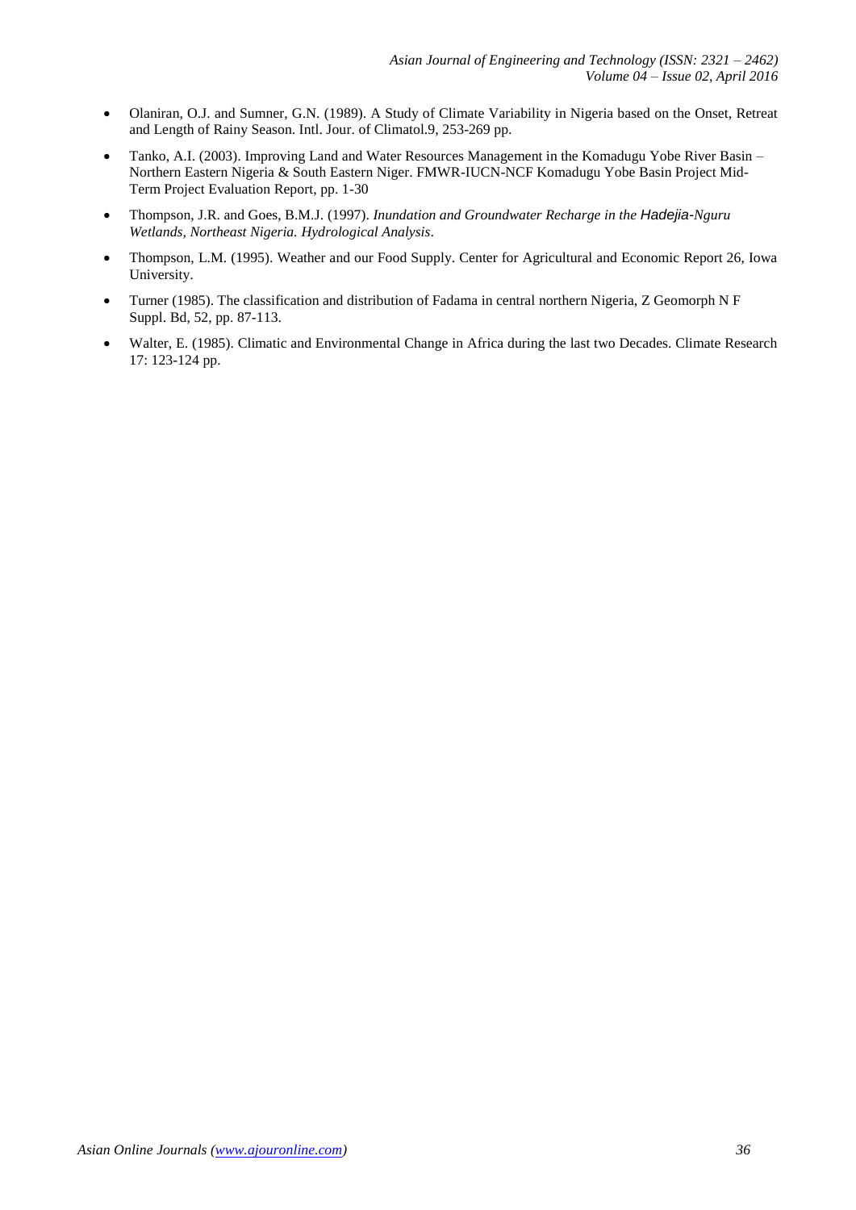- Olaniran, O.J. and Sumner, G.N. (1989). A Study of Climate Variability in Nigeria based on the Onset, Retreat and Length of Rainy Season. Intl. Jour. of Climatol.9, 253-269 pp.
- Tanko, A.I. (2003). Improving Land and Water Resources Management in the Komadugu Yobe River Basin – Northern Eastern Nigeria & South Eastern Niger. FMWR-IUCN-NCF Komadugu Yobe Basin Project Mid-Term Project Evaluation Report, pp. 1-30
- Thompson, J.R. and Goes, B.M.J. (1997). *Inundation and Groundwater Recharge in the Hadejia-Nguru Wetlands, Northeast Nigeria. Hydrological Analysis*.
- Thompson, L.M. (1995). Weather and our Food Supply. Center for Agricultural and Economic Report 26, Iowa University.
- Turner (1985). The classification and distribution of Fadama in central northern Nigeria, Z Geomorph N F Suppl. Bd, 52, pp. 87-113.
- Walter, E. (1985). Climatic and Environmental Change in Africa during the last two Decades. Climate Research 17: 123-124 pp.